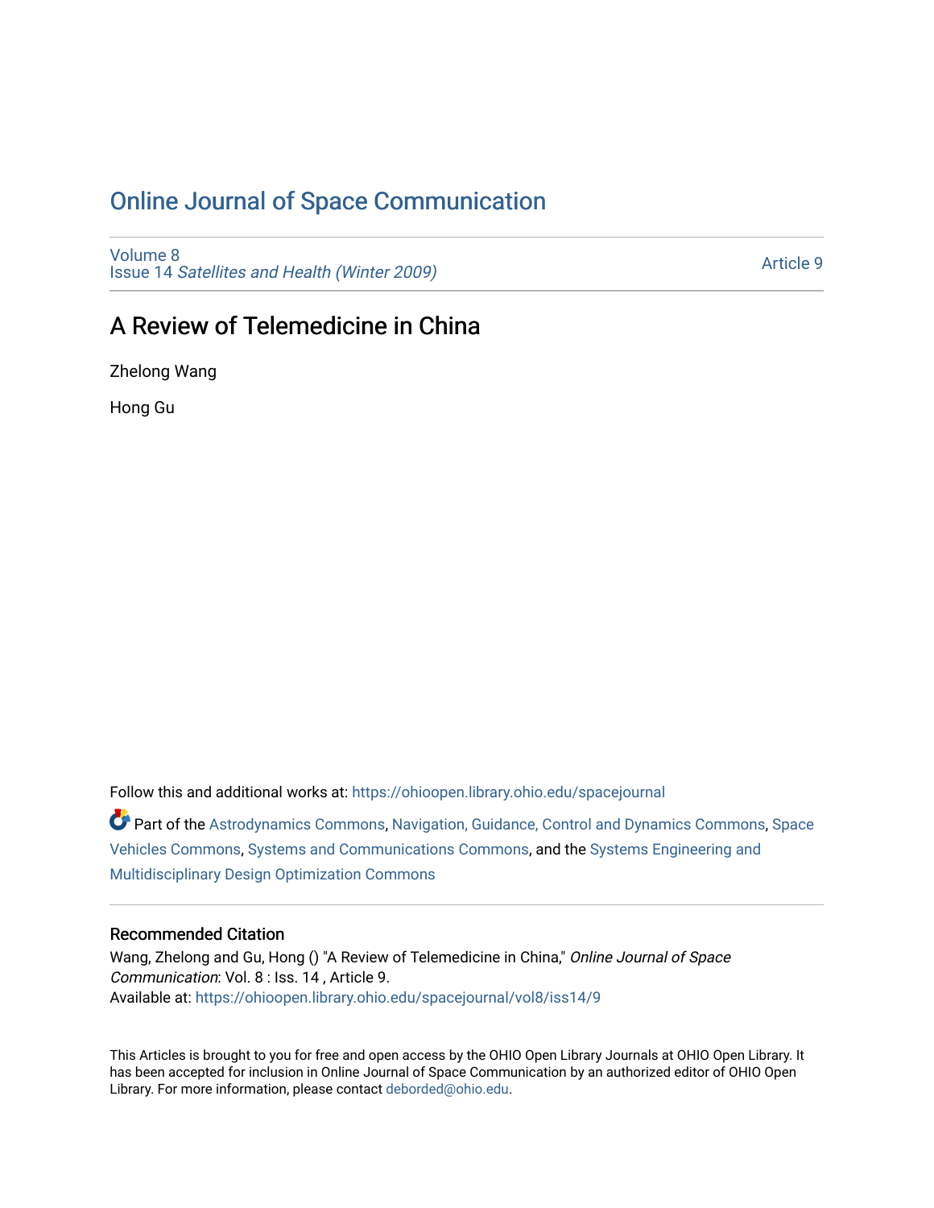# Online Journal of Space Communication

Volume 8
Issue 14 *Satellites and Health (Winter 2009)*

Article 9

## A Review of Telemedicine in China

Zhelong Wang

Hong Gu

Follow this and additional works at: https://ohioopen.library.ohio.edu/spacejournal

Part of the Astrodynamics Commons, Navigation, Guidance, Control and Dynamics Commons, Space Vehicles Commons, Systems and Communications Commons, and the Systems Engineering and Multidisciplinary Design Optimization Commons

### Recommended Citation

Wang, Zhelong and Gu, Hong () "A Review of Telemedicine in China," *Online Journal of Space Communication*: Vol. 8 : Iss. 14 , Article 9.
Available at: https://ohioopen.library.ohio.edu/spacejournal/vol8/iss14/9

This Articles is brought to you for free and open access by the OHIO Open Library Journals at OHIO Open Library. It has been accepted for inclusion in Online Journal of Space Communication by an authorized editor of OHIO Open Library. For more information, please contact deborded@ohio.edu.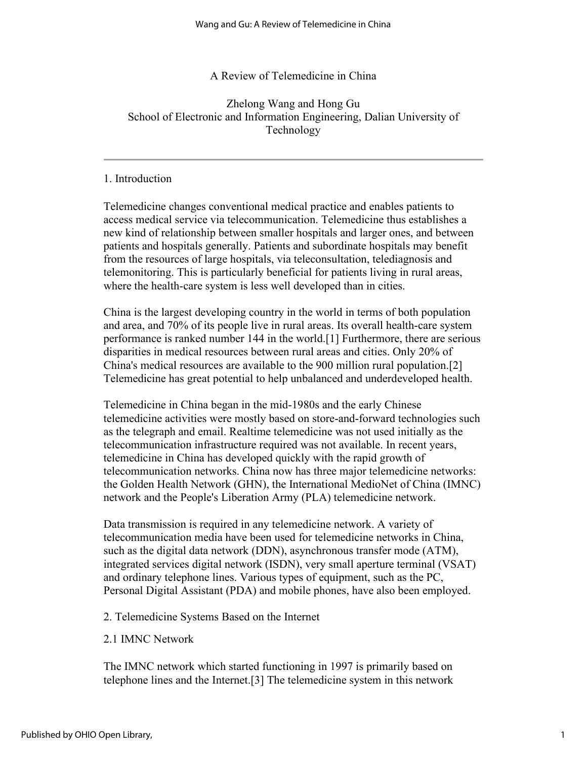# A Review of Telemedicine in China

Zhelong Wang and Hong Gu
School of Electronic and Information Engineering, Dalian University of Technology

---

## 1. Introduction

Telemedicine changes conventional medical practice and enables patients to access medical service via telecommunication. Telemedicine thus establishes a new kind of relationship between smaller hospitals and larger ones, and between patients and hospitals generally. Patients and subordinate hospitals may benefit from the resources of large hospitals, via teleconsultation, telediagnosis and telemonitoring. This is particularly beneficial for patients living in rural areas, where the health-care system is less well developed than in cities.

China is the largest developing country in the world in terms of both population and area, and 70% of its people live in rural areas. Its overall health-care system performance is ranked number 144 in the world.[1] Furthermore, there are serious disparities in medical resources between rural areas and cities. Only 20% of China's medical resources are available to the 900 million rural population.[2] Telemedicine has great potential to help unbalanced and underdeveloped health.

Telemedicine in China began in the mid-1980s and the early Chinese telemedicine activities were mostly based on store-and-forward technologies such as the telegraph and email. Realtime telemedicine was not used initially as the telecommunication infrastructure required was not available. In recent years, telemedicine in China has developed quickly with the rapid growth of telecommunication networks. China now has three major telemedicine networks: the Golden Health Network (GHN), the International MedioNet of China (IMNC) network and the People's Liberation Army (PLA) telemedicine network.

Data transmission is required in any telemedicine network. A variety of telecommunication media have been used for telemedicine networks in China, such as the digital data network (DDN), asynchronous transfer mode (ATM), integrated services digital network (ISDN), very small aperture terminal (VSAT) and ordinary telephone lines. Various types of equipment, such as the PC, Personal Digital Assistant (PDA) and mobile phones, have also been employed.

## 2. Telemedicine Systems Based on the Internet

### 2.1 IMNC Network

The IMNC network which started functioning in 1997 is primarily based on telephone lines and the Internet.[3] The telemedicine system in this network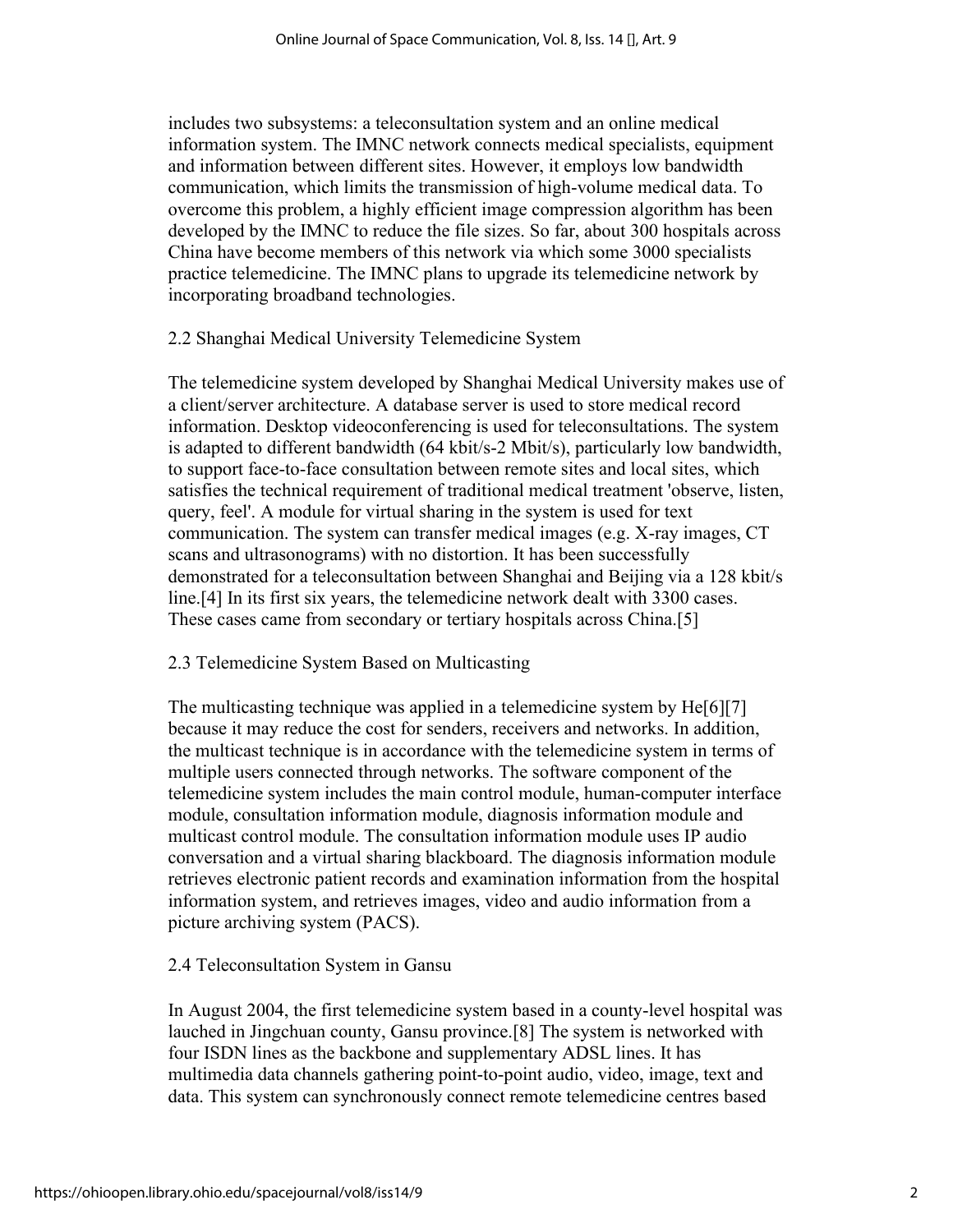includes two subsystems: a teleconsultation system and an online medical information system. The IMNC network connects medical specialists, equipment and information between different sites. However, it employs low bandwidth communication, which limits the transmission of high-volume medical data. To overcome this problem, a highly efficient image compression algorithm has been developed by the IMNC to reduce the file sizes. So far, about 300 hospitals across China have become members of this network via which some 3000 specialists practice telemedicine. The IMNC plans to upgrade its telemedicine network by incorporating broadband technologies.

### 2.2 Shanghai Medical University Telemedicine System

The telemedicine system developed by Shanghai Medical University makes use of a client/server architecture. A database server is used to store medical record information. Desktop videoconferencing is used for teleconsultations. The system is adapted to different bandwidth (64 kbit/s-2 Mbit/s), particularly low bandwidth, to support face-to-face consultation between remote sites and local sites, which satisfies the technical requirement of traditional medical treatment 'observe, listen, query, feel'. A module for virtual sharing in the system is used for text communication. The system can transfer medical images (e.g. X-ray images, CT scans and ultrasonograms) with no distortion. It has been successfully demonstrated for a teleconsultation between Shanghai and Beijing via a 128 kbit/s line.[4] In its first six years, the telemedicine network dealt with 3300 cases. These cases came from secondary or tertiary hospitals across China.[5]

### 2.3 Telemedicine System Based on Multicasting

The multicasting technique was applied in a telemedicine system by He[6][7] because it may reduce the cost for senders, receivers and networks. In addition, the multicast technique is in accordance with the telemedicine system in terms of multiple users connected through networks. The software component of the telemedicine system includes the main control module, human-computer interface module, consultation information module, diagnosis information module and multicast control module. The consultation information module uses IP audio conversation and a virtual sharing blackboard. The diagnosis information module retrieves electronic patient records and examination information from the hospital information system, and retrieves images, video and audio information from a picture archiving system (PACS).

### 2.4 Teleconsultation System in Gansu

In August 2004, the first telemedicine system based in a county-level hospital was lauched in Jingchuan county, Gansu province.[8] The system is networked with four ISDN lines as the backbone and supplementary ADSL lines. It has multimedia data channels gathering point-to-point audio, video, image, text and data. This system can synchronously connect remote telemedicine centres based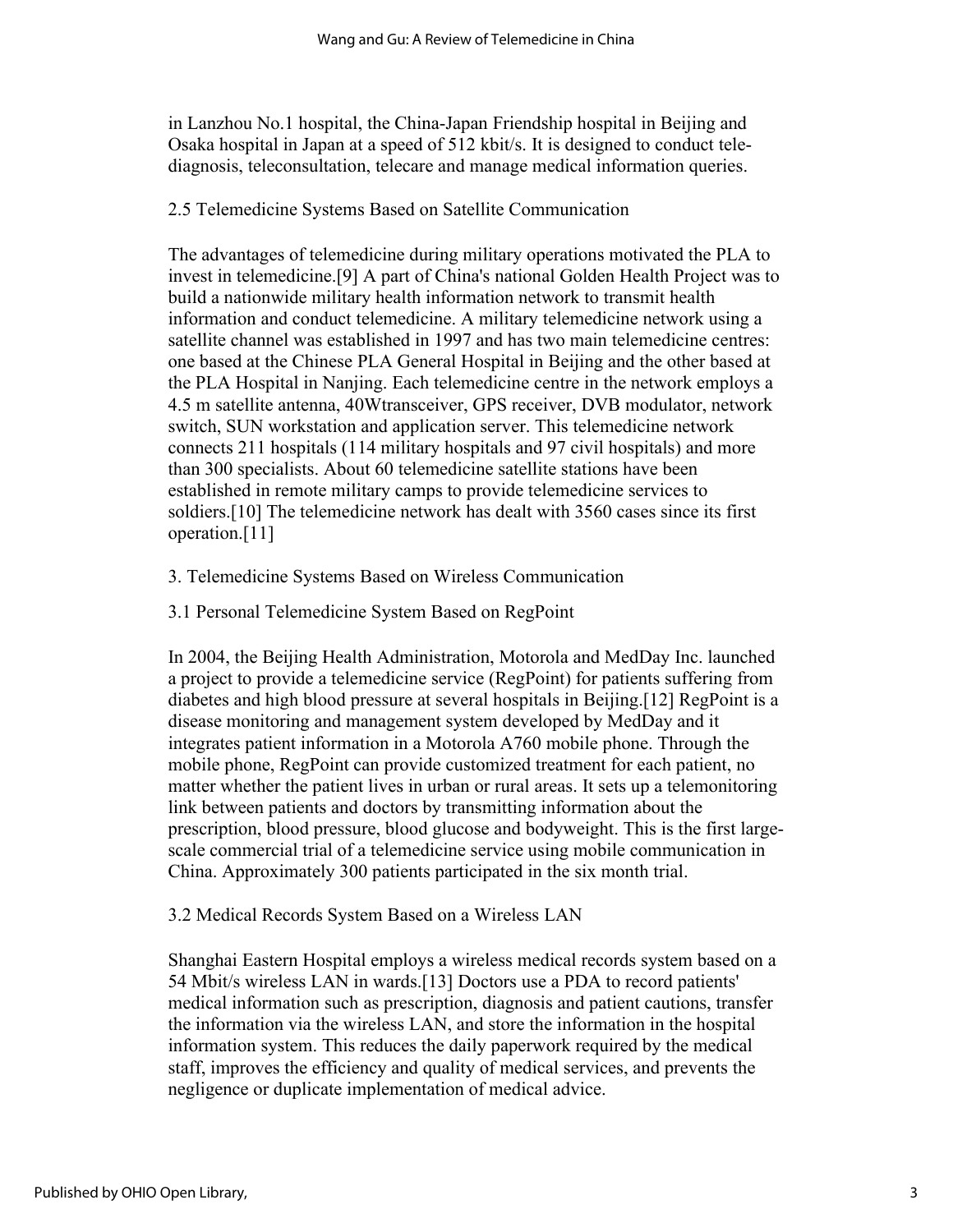in Lanzhou No.1 hospital, the China-Japan Friendship hospital in Beijing and Osaka hospital in Japan at a speed of 512 kbit/s. It is designed to conduct tele-diagnosis, teleconsultation, telecare and manage medical information queries.

### 2.5 Telemedicine Systems Based on Satellite Communication

The advantages of telemedicine during military operations motivated the PLA to invest in telemedicine.[9] A part of China's national Golden Health Project was to build a nationwide military health information network to transmit health information and conduct telemedicine. A military telemedicine network using a satellite channel was established in 1997 and has two main telemedicine centres: one based at the Chinese PLA General Hospital in Beijing and the other based at the PLA Hospital in Nanjing. Each telemedicine centre in the network employs a 4.5 m satellite antenna, 40Wtransceiver, GPS receiver, DVB modulator, network switch, SUN workstation and application server. This telemedicine network connects 211 hospitals (114 military hospitals and 97 civil hospitals) and more than 300 specialists. About 60 telemedicine satellite stations have been established in remote military camps to provide telemedicine services to soldiers.[10] The telemedicine network has dealt with 3560 cases since its first operation.[11]

## 3. Telemedicine Systems Based on Wireless Communication

### 3.1 Personal Telemedicine System Based on RegPoint

In 2004, the Beijing Health Administration, Motorola and MedDay Inc. launched a project to provide a telemedicine service (RegPoint) for patients suffering from diabetes and high blood pressure at several hospitals in Beijing.[12] RegPoint is a disease monitoring and management system developed by MedDay and it integrates patient information in a Motorola A760 mobile phone. Through the mobile phone, RegPoint can provide customized treatment for each patient, no matter whether the patient lives in urban or rural areas. It sets up a telemonitoring link between patients and doctors by transmitting information about the prescription, blood pressure, blood glucose and bodyweight. This is the first large-scale commercial trial of a telemedicine service using mobile communication in China. Approximately 300 patients participated in the six month trial.

### 3.2 Medical Records System Based on a Wireless LAN

Shanghai Eastern Hospital employs a wireless medical records system based on a 54 Mbit/s wireless LAN in wards.[13] Doctors use a PDA to record patients' medical information such as prescription, diagnosis and patient cautions, transfer the information via the wireless LAN, and store the information in the hospital information system. This reduces the daily paperwork required by the medical staff, improves the efficiency and quality of medical services, and prevents the negligence or duplicate implementation of medical advice.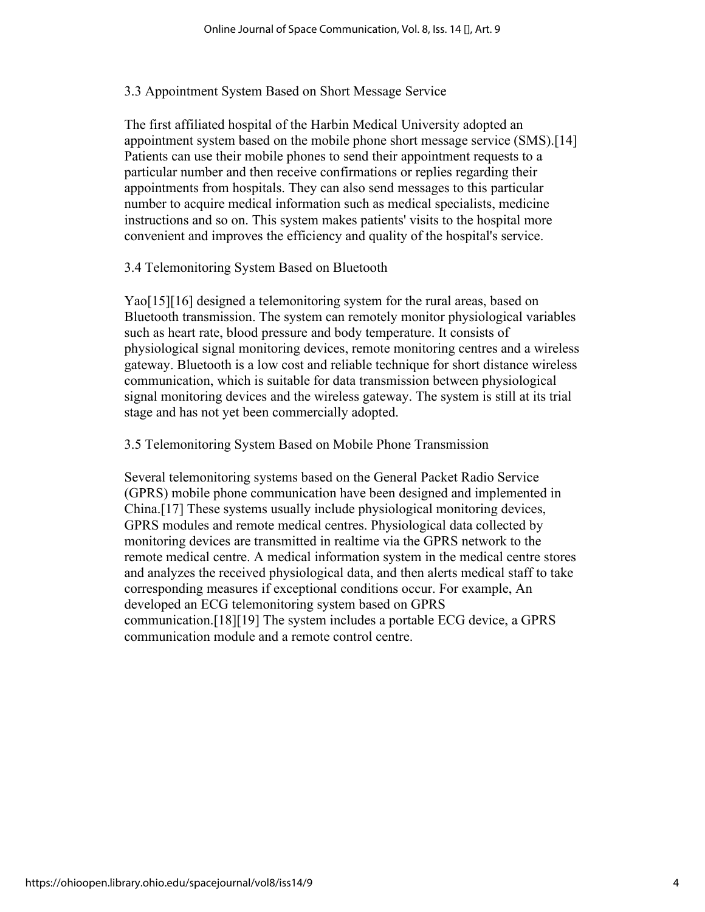### 3.3 Appointment System Based on Short Message Service

The first affiliated hospital of the Harbin Medical University adopted an appointment system based on the mobile phone short message service (SMS).[14] Patients can use their mobile phones to send their appointment requests to a particular number and then receive confirmations or replies regarding their appointments from hospitals. They can also send messages to this particular number to acquire medical information such as medical specialists, medicine instructions and so on. This system makes patients' visits to the hospital more convenient and improves the efficiency and quality of the hospital's service.

### 3.4 Telemonitoring System Based on Bluetooth

Yao[15][16] designed a telemonitoring system for the rural areas, based on Bluetooth transmission. The system can remotely monitor physiological variables such as heart rate, blood pressure and body temperature. It consists of physiological signal monitoring devices, remote monitoring centres and a wireless gateway. Bluetooth is a low cost and reliable technique for short distance wireless communication, which is suitable for data transmission between physiological signal monitoring devices and the wireless gateway. The system is still at its trial stage and has not yet been commercially adopted.

### 3.5 Telemonitoring System Based on Mobile Phone Transmission

Several telemonitoring systems based on the General Packet Radio Service (GPRS) mobile phone communication have been designed and implemented in China.[17] These systems usually include physiological monitoring devices, GPRS modules and remote medical centres. Physiological data collected by monitoring devices are transmitted in realtime via the GPRS network to the remote medical centre. A medical information system in the medical centre stores and analyzes the received physiological data, and then alerts medical staff to take corresponding measures if exceptional conditions occur. For example, An developed an ECG telemonitoring system based on GPRS communication.[18][19] The system includes a portable ECG device, a GPRS communication module and a remote control centre.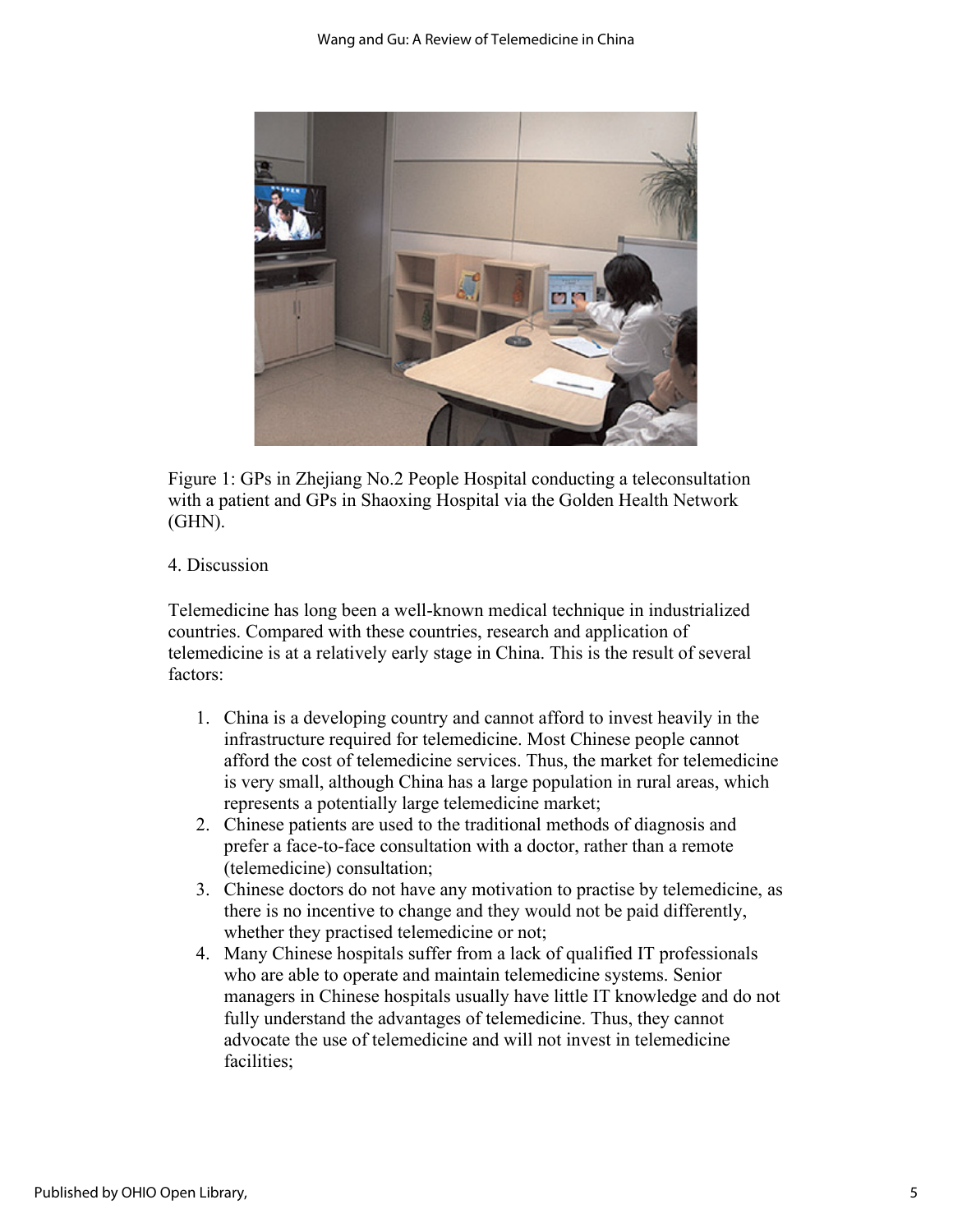Figure 1: GPs in Zhejiang No.2 People Hospital conducting a teleconsultation with a patient and GPs in Shaoxing Hospital via the Golden Health Network (GHN).

## 4. Discussion

Telemedicine has long been a well-known medical technique in industrialized countries. Compared with these countries, research and application of telemedicine is at a relatively early stage in China. This is the result of several factors:

1. China is a developing country and cannot afford to invest heavily in the infrastructure required for telemedicine. Most Chinese people cannot afford the cost of telemedicine services. Thus, the market for telemedicine is very small, although China has a large population in rural areas, which represents a potentially large telemedicine market;
2. Chinese patients are used to the traditional methods of diagnosis and prefer a face-to-face consultation with a doctor, rather than a remote (telemedicine) consultation;
3. Chinese doctors do not have any motivation to practise by telemedicine, as there is no incentive to change and they would not be paid differently, whether they practised telemedicine or not;
4. Many Chinese hospitals suffer from a lack of qualified IT professionals who are able to operate and maintain telemedicine systems. Senior managers in Chinese hospitals usually have little IT knowledge and do not fully understand the advantages of telemedicine. Thus, they cannot advocate the use of telemedicine and will not invest in telemedicine facilities;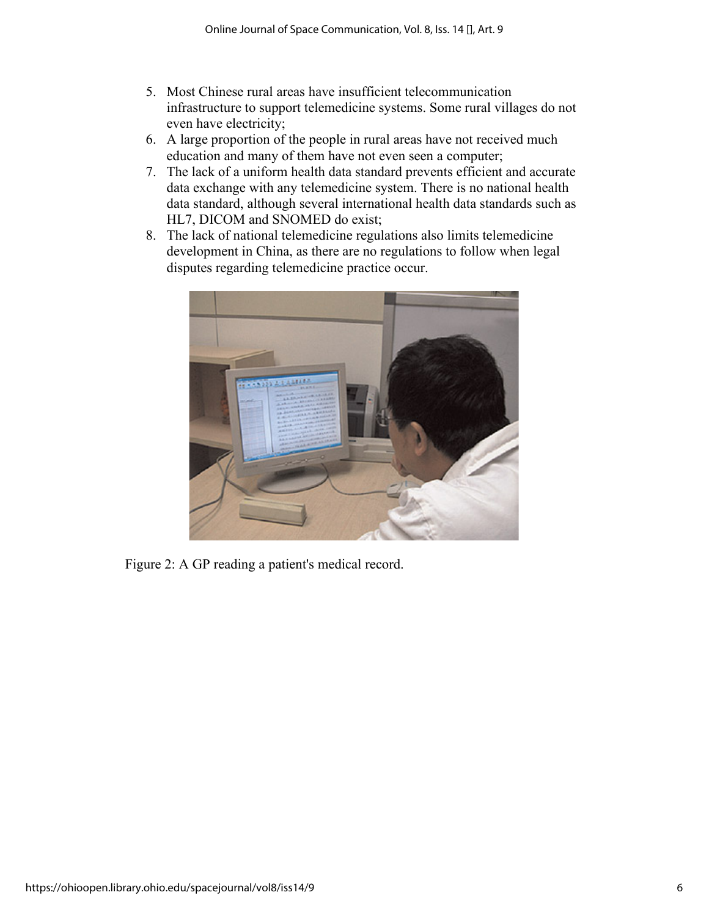5. Most Chinese rural areas have insufficient telecommunication infrastructure to support telemedicine systems. Some rural villages do not even have electricity;
6. A large proportion of the people in rural areas have not received much education and many of them have not even seen a computer;
7. The lack of a uniform health data standard prevents efficient and accurate data exchange with any telemedicine system. There is no national health data standard, although several international health data standards such as HL7, DICOM and SNOMED do exist;
8. The lack of national telemedicine regulations also limits telemedicine development in China, as there are no regulations to follow when legal disputes regarding telemedicine practice occur.

Figure 2: A GP reading a patient's medical record.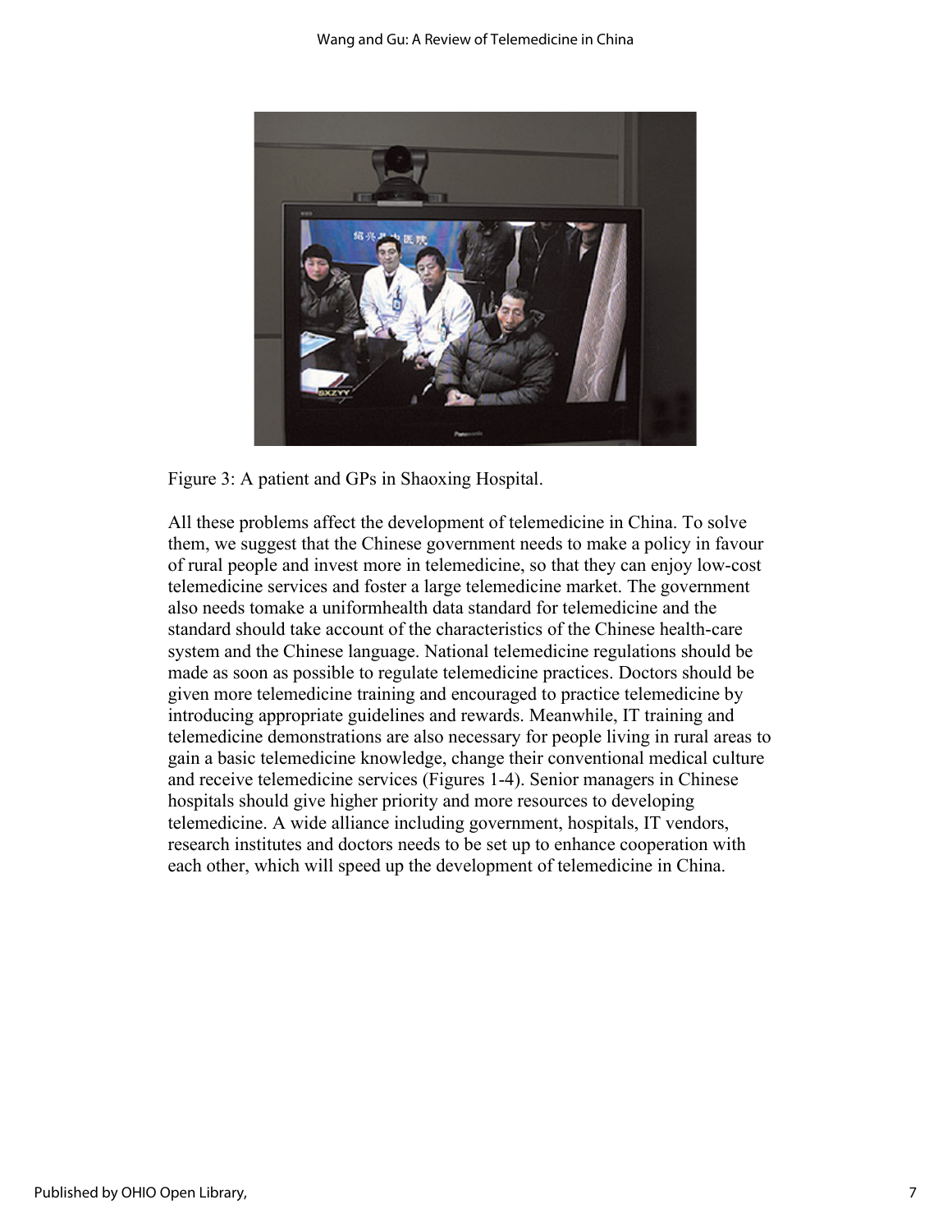Figure 3: A patient and GPs in Shaoxing Hospital.

All these problems affect the development of telemedicine in China. To solve them, we suggest that the Chinese government needs to make a policy in favour of rural people and invest more in telemedicine, so that they can enjoy low-cost telemedicine services and foster a large telemedicine market. The government also needs tomake a uniformhealth data standard for telemedicine and the standard should take account of the characteristics of the Chinese health-care system and the Chinese language. National telemedicine regulations should be made as soon as possible to regulate telemedicine practices. Doctors should be given more telemedicine training and encouraged to practice telemedicine by introducing appropriate guidelines and rewards. Meanwhile, IT training and telemedicine demonstrations are also necessary for people living in rural areas to gain a basic telemedicine knowledge, change their conventional medical culture and receive telemedicine services (Figures 1-4). Senior managers in Chinese hospitals should give higher priority and more resources to developing telemedicine. A wide alliance including government, hospitals, IT vendors, research institutes and doctors needs to be set up to enhance cooperation with each other, which will speed up the development of telemedicine in China.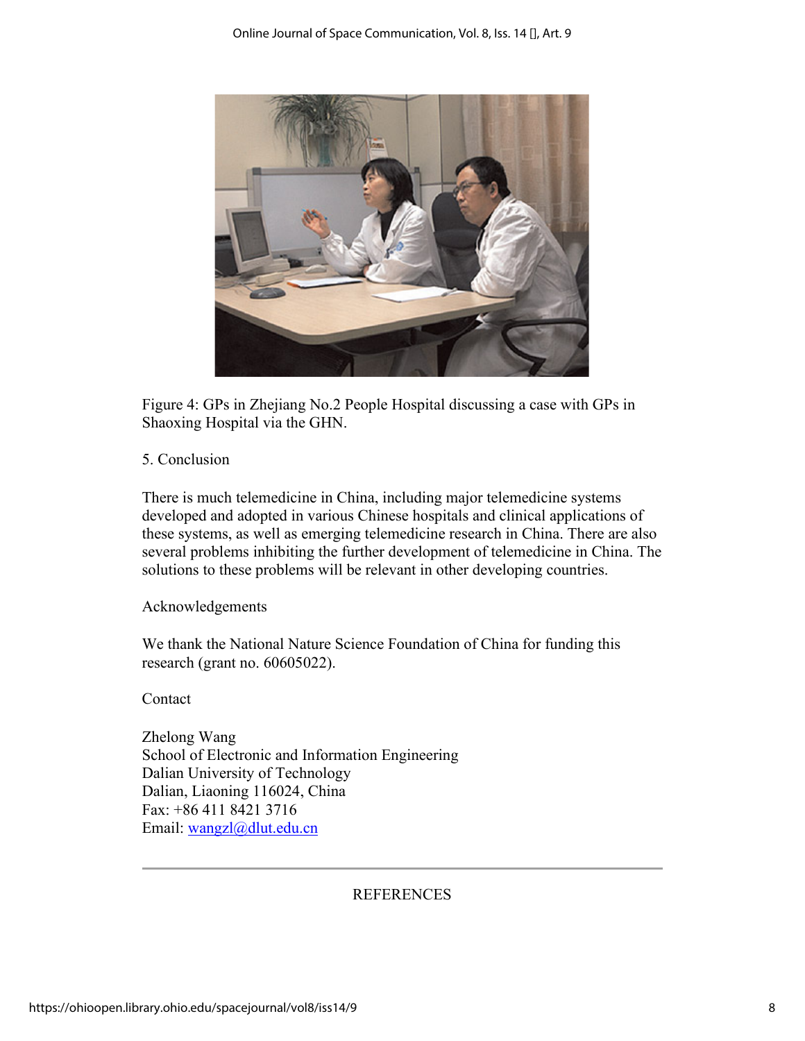Figure 4: GPs in Zhejiang No.2 People Hospital discussing a case with GPs in Shaoxing Hospital via the GHN.

## 5. Conclusion

There is much telemedicine in China, including major telemedicine systems developed and adopted in various Chinese hospitals and clinical applications of these systems, as well as emerging telemedicine research in China. There are also several problems inhibiting the further development of telemedicine in China. The solutions to these problems will be relevant in other developing countries.

## Acknowledgements

We thank the National Nature Science Foundation of China for funding this research (grant no. 60605022).

## Contact

Zhelong Wang
School of Electronic and Information Engineering
Dalian University of Technology
Dalian, Liaoning 116024, China
Fax: +86 411 8421 3716
Email: wangzl@dlut.edu.cn

---

## REFERENCES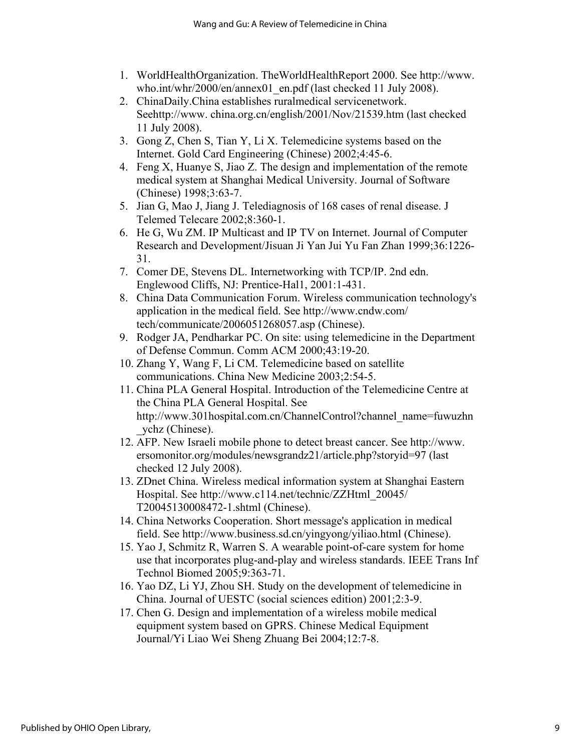1. WorldHealthOrganization. TheWorldHealthReport 2000. See http://www.who.int/whr/2000/en/annex01_en.pdf (last checked 11 July 2008).
2. ChinaDaily.China establishes ruralmedical servicenetwork. Seehttp://www. china.org.cn/english/2001/Nov/21539.htm (last checked 11 July 2008).
3. Gong Z, Chen S, Tian Y, Li X. Telemedicine systems based on the Internet. Gold Card Engineering (Chinese) 2002;4:45-6.
4. Feng X, Huanye S, Jiao Z. The design and implementation of the remote medical system at Shanghai Medical University. Journal of Software (Chinese) 1998;3:63-7.
5. Jian G, Mao J, Jiang J. Telediagnosis of 168 cases of renal disease. J Telemed Telecare 2002;8:360-1.
6. He G, Wu ZM. IP Multicast and IP TV on Internet. Journal of Computer Research and Development/Jisuan Ji Yan Jui Yu Fan Zhan 1999;36:1226-31.
7. Comer DE, Stevens DL. Internetworking with TCP/IP. 2nd edn. Englewood Cliffs, NJ: Prentice-Hal1, 2001:1-431.
8. China Data Communication Forum. Wireless communication technology's application in the medical field. See http://www.cndw.com/tech/communicate/2006051268057.asp (Chinese).
9. Rodger JA, Pendharkar PC. On site: using telemedicine in the Department of Defense Commun. Comm ACM 2000;43:19-20.
10. Zhang Y, Wang F, Li CM. Telemedicine based on satellite communications. China New Medicine 2003;2:54-5.
11. China PLA General Hospital. Introduction of the Telemedicine Centre at the China PLA General Hospital. See http://www.301hospital.com.cn/ChannelControl?channel_name=fuwuzhn_ychz (Chinese).
12. AFP. New Israeli mobile phone to detect breast cancer. See http://www.ersomonitor.org/modules/newsgrandz21/article.php?storyid=97 (last checked 12 July 2008).
13. ZDnet China. Wireless medical information system at Shanghai Eastern Hospital. See http://www.c114.net/technic/ZZHtml_20045/T20045130008472-1.shtml (Chinese).
14. China Networks Cooperation. Short message's application in medical field. See http://www.business.sd.cn/yingyong/yiliao.html (Chinese).
15. Yao J, Schmitz R, Warren S. A wearable point-of-care system for home use that incorporates plug-and-play and wireless standards. IEEE Trans Inf Technol Biomed 2005;9:363-71.
16. Yao DZ, Li YJ, Zhou SH. Study on the development of telemedicine in China. Journal of UESTC (social sciences edition) 2001;2:3-9.
17. Chen G. Design and implementation of a wireless mobile medical equipment system based on GPRS. Chinese Medical Equipment Journal/Yi Liao Wei Sheng Zhuang Bei 2004;12:7-8.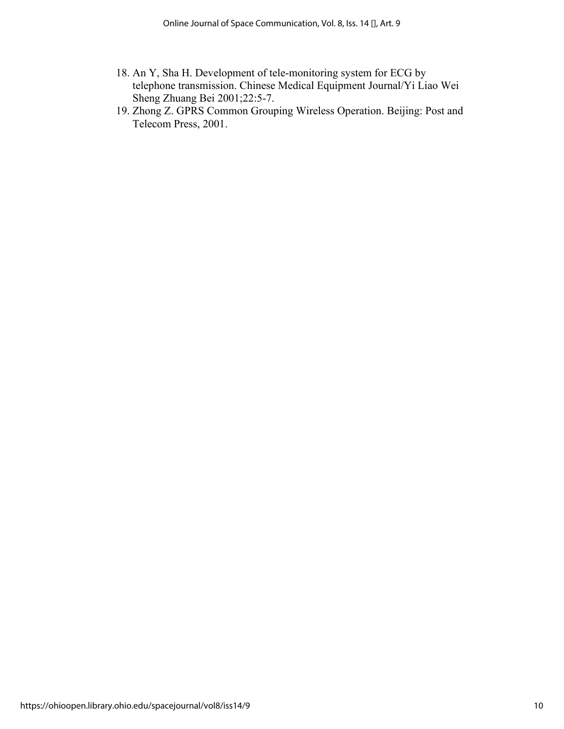18. An Y, Sha H. Development of tele-monitoring system for ECG by telephone transmission. Chinese Medical Equipment Journal/Yi Liao Wei Sheng Zhuang Bei 2001;22:5-7.
19. Zhong Z. GPRS Common Grouping Wireless Operation. Beijing: Post and Telecom Press, 2001.